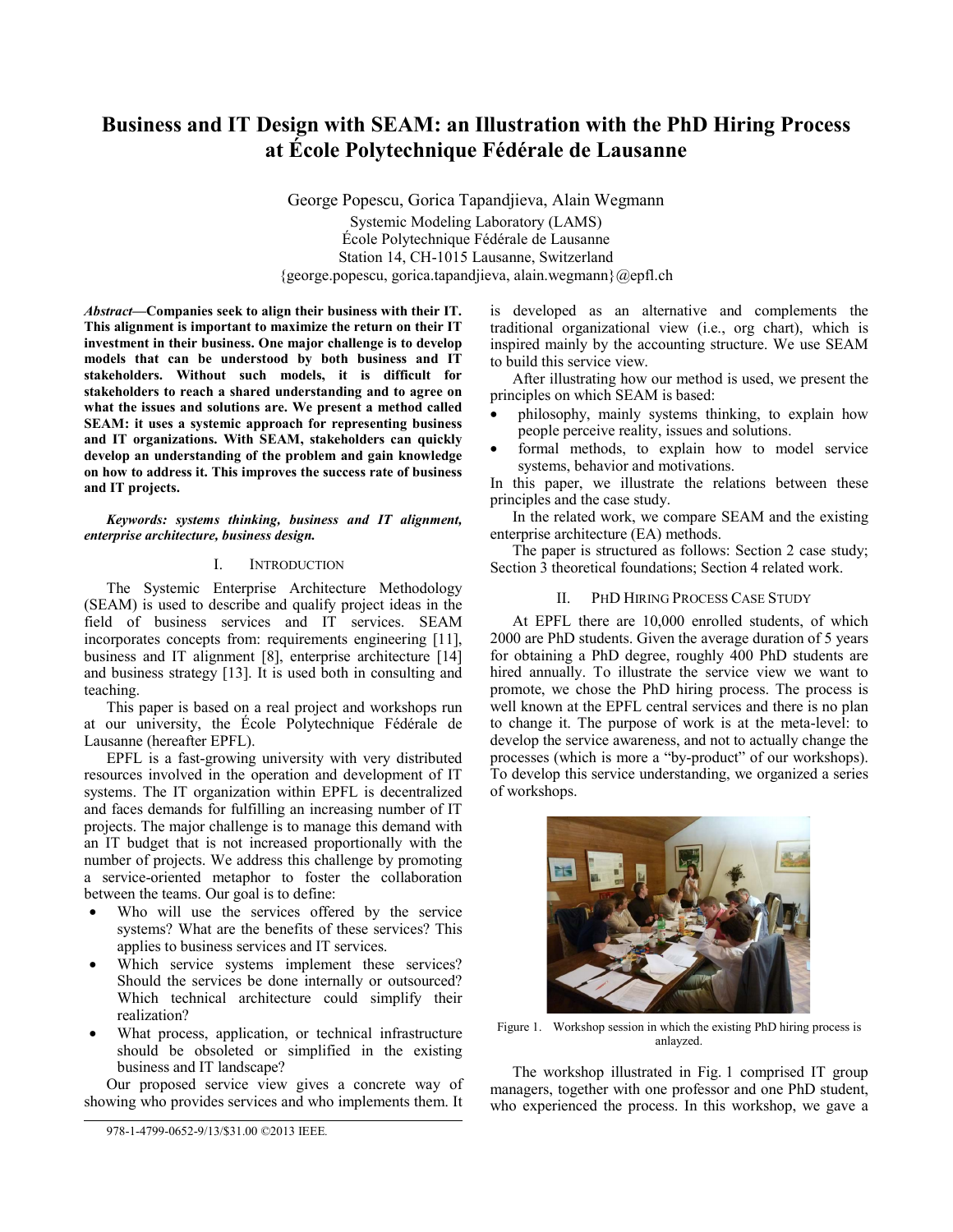# Business and IT Design with SEAM: an Illustration with the PhD Hiring Process at École Polytechnique Fédérale de Lausanne

George Popescu, Gorica Tapandjieva, Alain Wegmann

Systemic Modeling Laboratory (LAMS)
École Polytechnique Fédérale de Lausanne
Station 14, CH-1015 Lausanne, Switzerland
{george.popescu, gorica.tapandjieva, alain.wegmann}@epfl.ch

***Abstract*—Companies seek to align their business with their IT. This alignment is important to maximize the return on their IT investment in their business. One major challenge is to develop models that can be understood by both business and IT stakeholders. Without such models, it is difficult for stakeholders to reach a shared understanding and to agree on what the issues and solutions are. We present a method called SEAM: it uses a systemic approach for representing business and IT organizations. With SEAM, stakeholders can quickly develop an understanding of the problem and gain knowledge on how to address it. This improves the success rate of business and IT projects.**

***Keywords: systems thinking, business and IT alignment, enterprise architecture, business design.***

## I. Introduction

The Systemic Enterprise Architecture Methodology (SEAM) is used to describe and qualify project ideas in the field of business services and IT services. SEAM incorporates concepts from: requirements engineering [11], business and IT alignment [8], enterprise architecture [14] and business strategy [13]. It is used both in consulting and teaching.

This paper is based on a real project and workshops run at our university, the École Polytechnique Fédérale de Lausanne (hereafter EPFL).

EPFL is a fast-growing university with very distributed resources involved in the operation and development of IT systems. The IT organization within EPFL is decentralized and faces demands for fulfilling an increasing number of IT projects. The major challenge is to manage this demand with an IT budget that is not increased proportionally with the number of projects. We address this challenge by promoting a service-oriented metaphor to foster the collaboration between the teams. Our goal is to define:

- Who will use the services offered by the service systems? What are the benefits of these services? This applies to business services and IT services.
- Which service systems implement these services? Should the services be done internally or outsourced? Which technical architecture could simplify their realization?
- What process, application, or technical infrastructure should be obsoleted or simplified in the existing business and IT landscape?

Our proposed service view gives a concrete way of showing who provides services and who implements them. It is developed as an alternative and complements the traditional organizational view (i.e., org chart), which is inspired mainly by the accounting structure. We use SEAM to build this service view.

After illustrating how our method is used, we present the principles on which SEAM is based:

- philosophy, mainly systems thinking, to explain how people perceive reality, issues and solutions.
- formal methods, to explain how to model service systems, behavior and motivations.

In this paper, we illustrate the relations between these principles and the case study.

In the related work, we compare SEAM and the existing enterprise architecture (EA) methods.

The paper is structured as follows: Section 2 case study; Section 3 theoretical foundations; Section 4 related work.

## II. PhD Hiring Process Case Study

At EPFL there are 10,000 enrolled students, of which 2000 are PhD students. Given the average duration of 5 years for obtaining a PhD degree, roughly 400 PhD students are hired annually. To illustrate the service view we want to promote, we chose the PhD hiring process. The process is well known at the EPFL central services and there is no plan to change it. The purpose of work is at the meta-level: to develop the service awareness, and not to actually change the processes (which is more a "by-product" of our workshops). To develop this service understanding, we organized a series of workshops.

Figure 1. Workshop session in which the existing PhD hiring process is anlayzed.

The workshop illustrated in Fig. 1 comprised IT group managers, together with one professor and one PhD student, who experienced the process. In this workshop, we gave a

978-1-4799-0652-9/13/$31.00 ©2013 IEEE.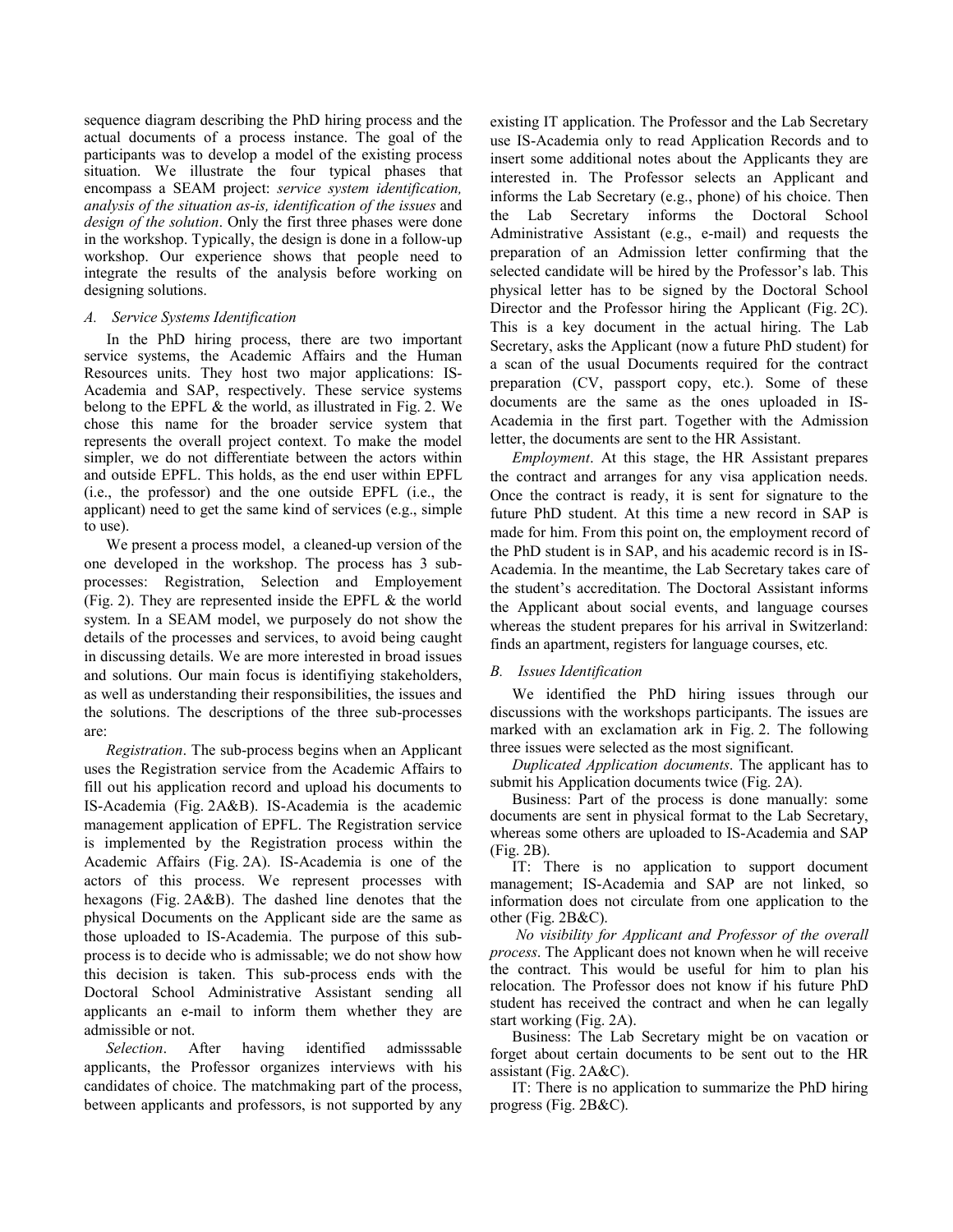sequence diagram describing the PhD hiring process and the actual documents of a process instance. The goal of the participants was to develop a model of the existing process situation. We illustrate the four typical phases that encompass a SEAM project: *service system identification, analysis of the situation as-is, identification of the issues* and *design of the solution*. Only the first three phases were done in the workshop. Typically, the design is done in a follow-up workshop. Our experience shows that people need to integrate the results of the analysis before working on designing solutions.

### *A. Service Systems Identification*

In the PhD hiring process, there are two important service systems, the Academic Affairs and the Human Resources units. They host two major applications: IS-Academia and SAP, respectively. These service systems belong to the EPFL & the world, as illustrated in Fig. 2. We chose this name for the broader service system that represents the overall project context. To make the model simpler, we do not differentiate between the actors within and outside EPFL. This holds, as the end user within EPFL (i.e., the professor) and the one outside EPFL (i.e., the applicant) need to get the same kind of services (e.g., simple to use).

We present a process model, a cleaned-up version of the one developed in the workshop. The process has 3 sub-processes: Registration, Selection and Employement (Fig. 2). They are represented inside the EPFL & the world system. In a SEAM model, we purposely do not show the details of the processes and services, to avoid being caught in discussing details. We are more interested in broad issues and solutions. Our main focus is identifiying stakeholders, as well as understanding their responsibilities, the issues and the solutions. The descriptions of the three sub-processes are:

*Registration*. The sub-process begins when an Applicant uses the Registration service from the Academic Affairs to fill out his application record and upload his documents to IS-Academia (Fig. 2A&B). IS-Academia is the academic management application of EPFL. The Registration service is implemented by the Registration process within the Academic Affairs (Fig. 2A). IS-Academia is one of the actors of this process. We represent processes with hexagons (Fig. 2A&B). The dashed line denotes that the physical Documents on the Applicant side are the same as those uploaded to IS-Academia. The purpose of this sub-process is to decide who is admissable; we do not show how this decision is taken. This sub-process ends with the Doctoral School Administrative Assistant sending all applicants an e-mail to inform them whether they are admissible or not.

*Selection*. After having identified admisssable applicants, the Professor organizes interviews with his candidates of choice. The matchmaking part of the process, between applicants and professors, is not supported by any existing IT application. The Professor and the Lab Secretary use IS-Academia only to read Application Records and to insert some additional notes about the Applicants they are interested in. The Professor selects an Applicant and informs the Lab Secretary (e.g., phone) of his choice. Then the Lab Secretary informs the Doctoral School Administrative Assistant (e.g., e-mail) and requests the preparation of an Admission letter confirming that the selected candidate will be hired by the Professor's lab. This physical letter has to be signed by the Doctoral School Director and the Professor hiring the Applicant (Fig. 2C). This is a key document in the actual hiring. The Lab Secretary, asks the Applicant (now a future PhD student) for a scan of the usual Documents required for the contract preparation (CV, passport copy, etc.). Some of these documents are the same as the ones uploaded in IS-Academia in the first part. Together with the Admission letter, the documents are sent to the HR Assistant.

*Employment*. At this stage, the HR Assistant prepares the contract and arranges for any visa application needs. Once the contract is ready, it is sent for signature to the future PhD student. At this time a new record in SAP is made for him. From this point on, the employment record of the PhD student is in SAP, and his academic record is in IS-Academia. In the meantime, the Lab Secretary takes care of the student's accreditation. The Doctoral Assistant informs the Applicant about social events, and language courses whereas the student prepares for his arrival in Switzerland: finds an apartment, registers for language courses, etc.

### *B. Issues Identification*

We identified the PhD hiring issues through our discussions with the workshops participants. The issues are marked with an exclamation ark in Fig. 2. The following three issues were selected as the most significant.

*Duplicated Application documents*. The applicant has to submit his Application documents twice (Fig. 2A).

Business: Part of the process is done manually: some documents are sent in physical format to the Lab Secretary, whereas some others are uploaded to IS-Academia and SAP (Fig. 2B).

IT: There is no application to support document management; IS-Academia and SAP are not linked, so information does not circulate from one application to the other (Fig. 2B&C).

*No visibility for Applicant and Professor of the overall process*. The Applicant does not known when he will receive the contract. This would be useful for him to plan his relocation. The Professor does not know if his future PhD student has received the contract and when he can legally start working (Fig. 2A).

Business: The Lab Secretary might be on vacation or forget about certain documents to be sent out to the HR assistant (Fig. 2A&C).

IT: There is no application to summarize the PhD hiring progress (Fig. 2B&C).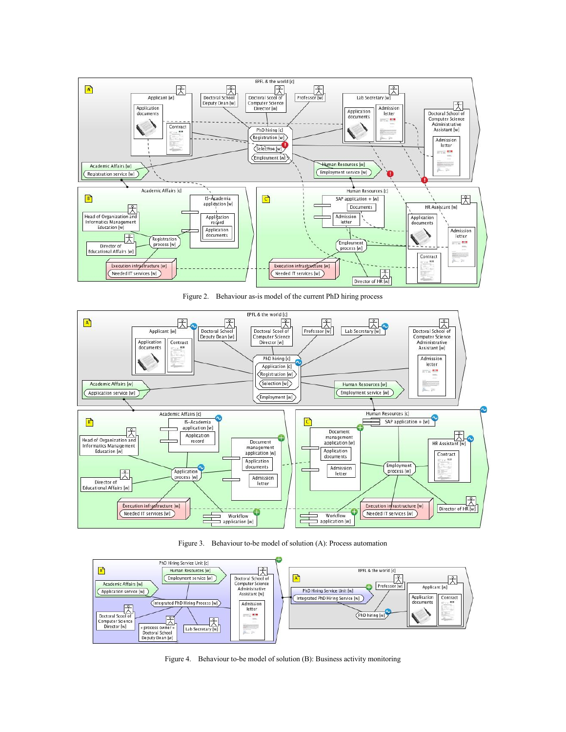Figure 2. Behaviour as-is model of the current PhD hiring process

Figure 3. Behaviour to-be model of solution (A): Process automation

Figure 4. Behaviour to-be model of solution (B): Business activity monitoring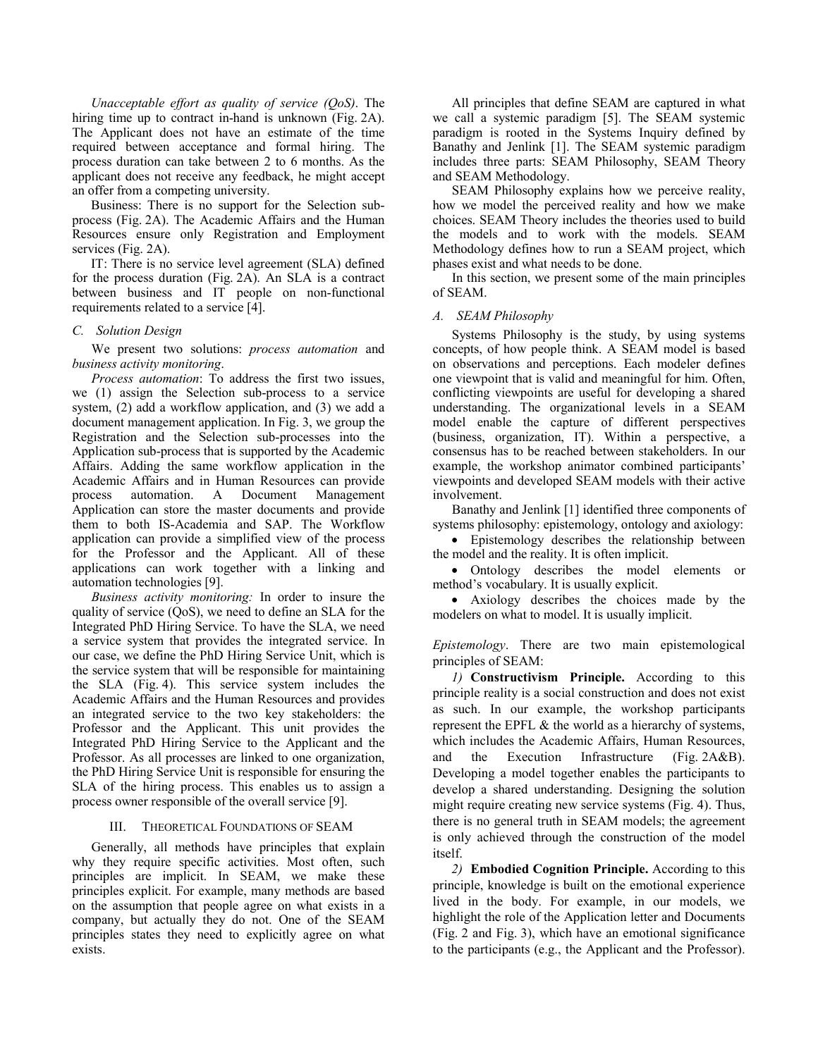*Unacceptable effort as quality of service (QoS)*. The hiring time up to contract in-hand is unknown (Fig. 2A). The Applicant does not have an estimate of the time required between acceptance and formal hiring. The process duration can take between 2 to 6 months. As the applicant does not receive any feedback, he might accept an offer from a competing university.

Business: There is no support for the Selection sub-process (Fig. 2A). The Academic Affairs and the Human Resources ensure only Registration and Employment services (Fig. 2A).

IT: There is no service level agreement (SLA) defined for the process duration (Fig. 2A). An SLA is a contract between business and IT people on non-functional requirements related to a service [4].

### C. Solution Design

We present two solutions: *process automation* and *business activity monitoring*.

*Process automation*: To address the first two issues, we (1) assign the Selection sub-process to a service system, (2) add a workflow application, and (3) we add a document management application. In Fig. 3, we group the Registration and the Selection sub-processes into the Application sub-process that is supported by the Academic Affairs. Adding the same workflow application in the Academic Affairs and in Human Resources can provide process automation. A Document Management Application can store the master documents and provide them to both IS-Academia and SAP. The Workflow application can provide a simplified view of the process for the Professor and the Applicant. All of these applications can work together with a linking and automation technologies [9].

*Business activity monitoring:* In order to insure the quality of service (QoS), we need to define an SLA for the Integrated PhD Hiring Service. To have the SLA, we need a service system that provides the integrated service. In our case, we define the PhD Hiring Service Unit, which is the service system that will be responsible for maintaining the SLA (Fig. 4). This service system includes the Academic Affairs and the Human Resources and provides an integrated service to the two key stakeholders: the Professor and the Applicant. This unit provides the Integrated PhD Hiring Service to the Applicant and the Professor. As all processes are linked to one organization, the PhD Hiring Service Unit is responsible for ensuring the SLA of the hiring process. This enables us to assign a process owner responsible of the overall service [9].

## III. Theoretical Foundations of SEAM

Generally, all methods have principles that explain why they require specific activities. Most often, such principles are implicit. In SEAM, we make these principles explicit. For example, many methods are based on the assumption that people agree on what exists in a company, but actually they do not. One of the SEAM principles states they need to explicitly agree on what exists.

All principles that define SEAM are captured in what we call a systemic paradigm [5]. The SEAM systemic paradigm is rooted in the Systems Inquiry defined by Banathy and Jenlink [1]. The SEAM systemic paradigm includes three parts: SEAM Philosophy, SEAM Theory and SEAM Methodology.

SEAM Philosophy explains how we perceive reality, how we model the perceived reality and how we make choices. SEAM Theory includes the theories used to build the models and to work with the models. SEAM Methodology defines how to run a SEAM project, which phases exist and what needs to be done.

In this section, we present some of the main principles of SEAM.

### A. SEAM Philosophy

Systems Philosophy is the study, by using systems concepts, of how people think. A SEAM model is based on observations and perceptions. Each modeler defines one viewpoint that is valid and meaningful for him. Often, conflicting viewpoints are useful for developing a shared understanding. The organizational levels in a SEAM model enable the capture of different perspectives (business, organization, IT). Within a perspective, a consensus has to be reached between stakeholders. In our example, the workshop animator combined participants' viewpoints and developed SEAM models with their active involvement.

Banathy and Jenlink [1] identified three components of systems philosophy: epistemology, ontology and axiology:

- Epistemology describes the relationship between the model and the reality. It is often implicit.
- Ontology describes the model elements or method's vocabulary. It is usually explicit.
- Axiology describes the choices made by the modelers on what to model. It is usually implicit.

*Epistemology*. There are two main epistemological principles of SEAM:

*1)* **Constructivism Principle.** According to this principle reality is a social construction and does not exist as such. In our example, the workshop participants represent the EPFL & the world as a hierarchy of systems, which includes the Academic Affairs, Human Resources, and the Execution Infrastructure (Fig. 2A&B). Developing a model together enables the participants to develop a shared understanding. Designing the solution might require creating new service systems (Fig. 4). Thus, there is no general truth in SEAM models; the agreement is only achieved through the construction of the model itself.

*2)* **Embodied Cognition Principle.** According to this principle, knowledge is built on the emotional experience lived in the body. For example, in our models, we highlight the role of the Application letter and Documents (Fig. 2 and Fig. 3), which have an emotional significance to the participants (e.g., the Applicant and the Professor).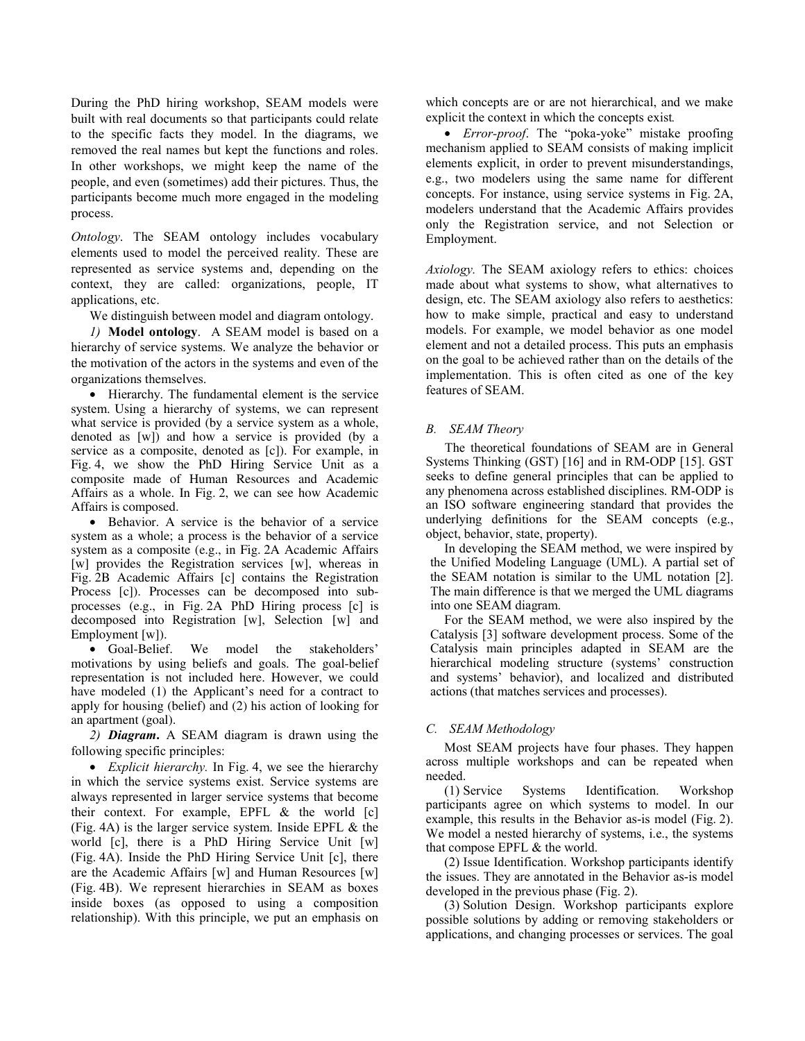During the PhD hiring workshop, SEAM models were built with real documents so that participants could relate to the specific facts they model. In the diagrams, we removed the real names but kept the functions and roles. In other workshops, we might keep the name of the people, and even (sometimes) add their pictures. Thus, the participants become much more engaged in the modeling process.

*Ontology*. The SEAM ontology includes vocabulary elements used to model the perceived reality. These are represented as service systems and, depending on the context, they are called: organizations, people, IT applications, etc.

We distinguish between model and diagram ontology.

*1)* **Model ontology**. A SEAM model is based on a hierarchy of service systems. We analyze the behavior or the motivation of the actors in the systems and even of the organizations themselves.

- Hierarchy. The fundamental element is the service system. Using a hierarchy of systems, we can represent what service is provided (by a service system as a whole, denoted as [w]) and how a service is provided (by a service as a composite, denoted as [c]). For example, in Fig. 4, we show the PhD Hiring Service Unit as a composite made of Human Resources and Academic Affairs as a whole. In Fig. 2, we can see how Academic Affairs is composed.
- Behavior. A service is the behavior of a service system as a whole; a process is the behavior of a service system as a composite (e.g., in Fig. 2A Academic Affairs [w] provides the Registration services [w], whereas in Fig. 2B Academic Affairs [c] contains the Registration Process [c]). Processes can be decomposed into sub-processes (e.g., in Fig. 2A PhD Hiring process [c] is decomposed into Registration [w], Selection [w] and Employment [w]).
- Goal-Belief. We model the stakeholders' motivations by using beliefs and goals. The goal-belief representation is not included here. However, we could have modeled (1) the Applicant's need for a contract to apply for housing (belief) and (2) his action of looking for an apartment (goal).

*2)* ***Diagram*****.** A SEAM diagram is drawn using the following specific principles:

- *Explicit hierarchy.* In Fig. 4, we see the hierarchy in which the service systems exist. Service systems are always represented in larger service systems that become their context. For example, EPFL & the world [c] (Fig. 4A) is the larger service system. Inside EPFL & the world [c], there is a PhD Hiring Service Unit [w] (Fig. 4A). Inside the PhD Hiring Service Unit [c], there are the Academic Affairs [w] and Human Resources [w] (Fig. 4B). We represent hierarchies in SEAM as boxes inside boxes (as opposed to using a composition relationship). With this principle, we put an emphasis on which concepts are or are not hierarchical, and we make explicit the context in which the concepts exist.
- *Error-proof*. The "poka-yoke" mistake proofing mechanism applied to SEAM consists of making implicit elements explicit, in order to prevent misunderstandings, e.g., two modelers using the same name for different concepts. For instance, using service systems in Fig. 2A, modelers understand that the Academic Affairs provides only the Registration service, and not Selection or Employment.

*Axiology.* The SEAM axiology refers to ethics: choices made about what systems to show, what alternatives to design, etc. The SEAM axiology also refers to aesthetics: how to make simple, practical and easy to understand models. For example, we model behavior as one model element and not a detailed process. This puts an emphasis on the goal to be achieved rather than on the details of the implementation. This is often cited as one of the key features of SEAM.

### *B. SEAM Theory*

The theoretical foundations of SEAM are in General Systems Thinking (GST) [16] and in RM-ODP [15]. GST seeks to define general principles that can be applied to any phenomena across established disciplines. RM-ODP is an ISO software engineering standard that provides the underlying definitions for the SEAM concepts (e.g., object, behavior, state, property).

In developing the SEAM method, we were inspired by the Unified Modeling Language (UML). A partial set of the SEAM notation is similar to the UML notation [2]. The main difference is that we merged the UML diagrams into one SEAM diagram.

For the SEAM method, we were also inspired by the Catalysis [3] software development process. Some of the Catalysis main principles adapted in SEAM are the hierarchical modeling structure (systems' construction and systems' behavior), and localized and distributed actions (that matches services and processes).

### *C. SEAM Methodology*

Most SEAM projects have four phases. They happen across multiple workshops and can be repeated when needed.

(1) Service Systems Identification. Workshop participants agree on which systems to model. In our example, this results in the Behavior as-is model (Fig. 2). We model a nested hierarchy of systems, i.e., the systems that compose EPFL & the world.

(2) Issue Identification. Workshop participants identify the issues. They are annotated in the Behavior as-is model developed in the previous phase (Fig. 2).

(3) Solution Design. Workshop participants explore possible solutions by adding or removing stakeholders or applications, and changing processes or services. The goal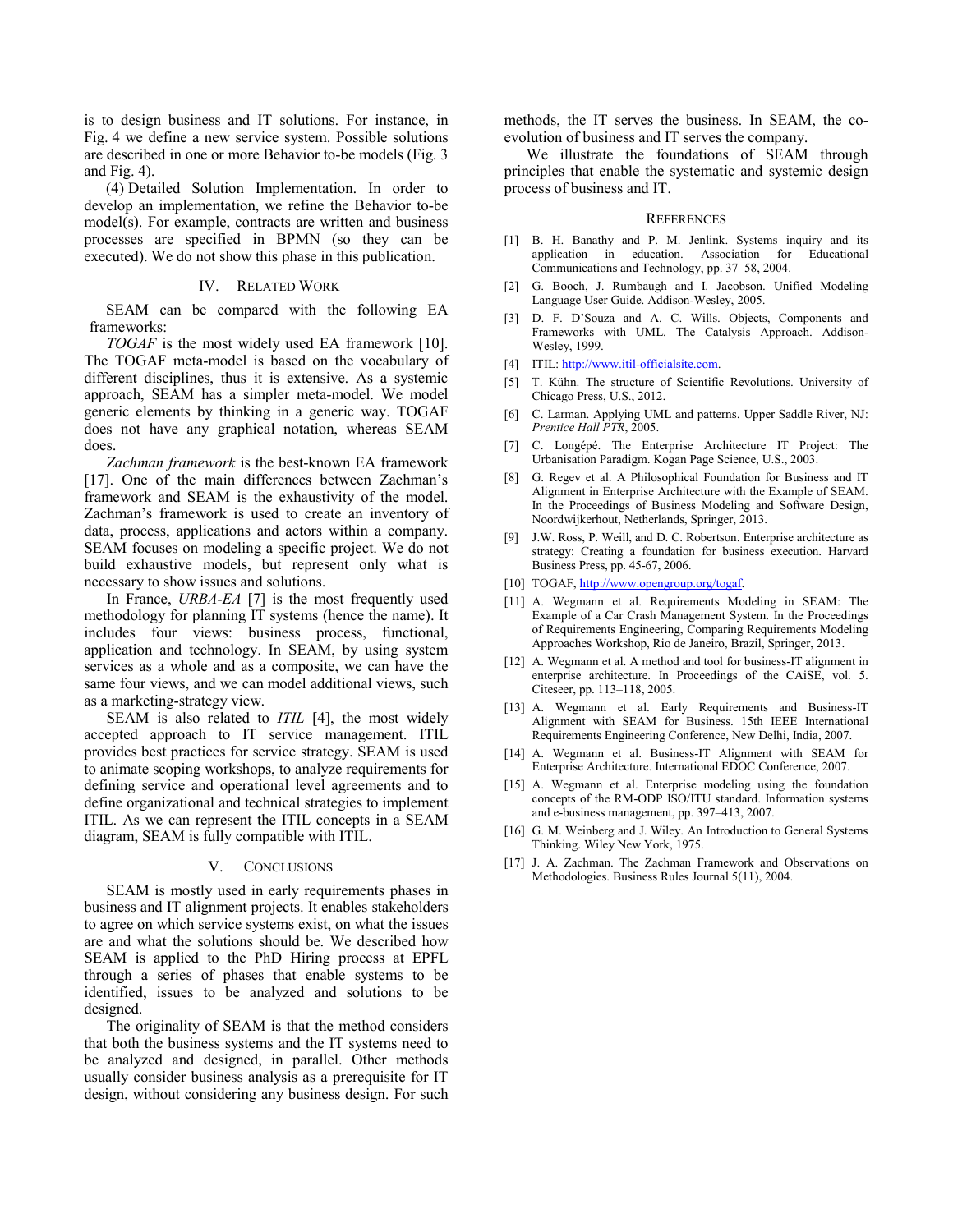is to design business and IT solutions. For instance, in Fig. 4 we define a new service system. Possible solutions are described in one or more Behavior to-be models (Fig. 3 and Fig. 4).

(4) Detailed Solution Implementation. In order to develop an implementation, we refine the Behavior to-be model(s). For example, contracts are written and business processes are specified in BPMN (so they can be executed). We do not show this phase in this publication.

## IV. Related Work

SEAM can be compared with the following EA frameworks:

*TOGAF* is the most widely used EA framework [10]. The TOGAF meta-model is based on the vocabulary of different disciplines, thus it is extensive. As a systemic approach, SEAM has a simpler meta-model. We model generic elements by thinking in a generic way. TOGAF does not have any graphical notation, whereas SEAM does.

*Zachman framework* is the best-known EA framework [17]. One of the main differences between Zachman's framework and SEAM is the exhaustivity of the model. Zachman's framework is used to create an inventory of data, process, applications and actors within a company. SEAM focuses on modeling a specific project. We do not build exhaustive models, but represent only what is necessary to show issues and solutions.

In France, *URBA-EA* [7] is the most frequently used methodology for planning IT systems (hence the name). It includes four views: business process, functional, application and technology. In SEAM, by using system services as a whole and as a composite, we can have the same four views, and we can model additional views, such as a marketing-strategy view.

SEAM is also related to *ITIL* [4], the most widely accepted approach to IT service management. ITIL provides best practices for service strategy. SEAM is used to animate scoping workshops, to analyze requirements for defining service and operational level agreements and to define organizational and technical strategies to implement ITIL. As we can represent the ITIL concepts in a SEAM diagram, SEAM is fully compatible with ITIL.

## V. Conclusions

SEAM is mostly used in early requirements phases in business and IT alignment projects. It enables stakeholders to agree on which service systems exist, on what the issues are and what the solutions should be. We described how SEAM is applied to the PhD Hiring process at EPFL through a series of phases that enable systems to be identified, issues to be analyzed and solutions to be designed.

The originality of SEAM is that the method considers that both the business systems and the IT systems need to be analyzed and designed, in parallel. Other methods usually consider business analysis as a prerequisite for IT design, without considering any business design. For such methods, the IT serves the business. In SEAM, the co-evolution of business and IT serves the company.

We illustrate the foundations of SEAM through principles that enable the systematic and systemic design process of business and IT.

## References

[1] B. H. Banathy and P. M. Jenlink. Systems inquiry and its application in education. Association for Educational Communications and Technology, pp. 37–58, 2004.

[2] G. Booch, J. Rumbaugh and I. Jacobson. Unified Modeling Language User Guide. Addison-Wesley, 2005.

[3] D. F. D'Souza and A. C. Wills. Objects, Components and Frameworks with UML. The Catalysis Approach. Addison-Wesley, 1999.

[4] ITIL: http://www.itil-officialsite.com.

[5] T. Kühn. The structure of Scientific Revolutions. University of Chicago Press, U.S., 2012.

[6] C. Larman. Applying UML and patterns. Upper Saddle River, NJ: *Prentice Hall PTR*, 2005.

[7] C. Longépé. The Enterprise Architecture IT Project: The Urbanisation Paradigm. Kogan Page Science, U.S., 2003.

[8] G. Regev et al. A Philosophical Foundation for Business and IT Alignment in Enterprise Architecture with the Example of SEAM. In the Proceedings of Business Modeling and Software Design, Noordwijkerhout, Netherlands, Springer, 2013.

[9] J.W. Ross, P. Weill, and D. C. Robertson. Enterprise architecture as strategy: Creating a foundation for business execution. Harvard Business Press, pp. 45-67, 2006.

[10] TOGAF, http://www.opengroup.org/togaf.

[11] A. Wegmann et al. Requirements Modeling in SEAM: The Example of a Car Crash Management System. In the Proceedings of Requirements Engineering, Comparing Requirements Modeling Approaches Workshop, Rio de Janeiro, Brazil, Springer, 2013.

[12] A. Wegmann et al. A method and tool for business-IT alignment in enterprise architecture. In Proceedings of the CAiSE, vol. 5. Citeseer, pp. 113–118, 2005.

[13] A. Wegmann et al. Early Requirements and Business-IT Alignment with SEAM for Business. 15th IEEE International Requirements Engineering Conference, New Delhi, India, 2007.

[14] A. Wegmann et al. Business-IT Alignment with SEAM for Enterprise Architecture. International EDOC Conference, 2007.

[15] A. Wegmann et al. Enterprise modeling using the foundation concepts of the RM-ODP ISO/ITU standard. Information systems and e-business management, pp. 397–413, 2007.

[16] G. M. Weinberg and J. Wiley. An Introduction to General Systems Thinking. Wiley New York, 1975.

[17] J. A. Zachman. The Zachman Framework and Observations on Methodologies. Business Rules Journal 5(11), 2004.